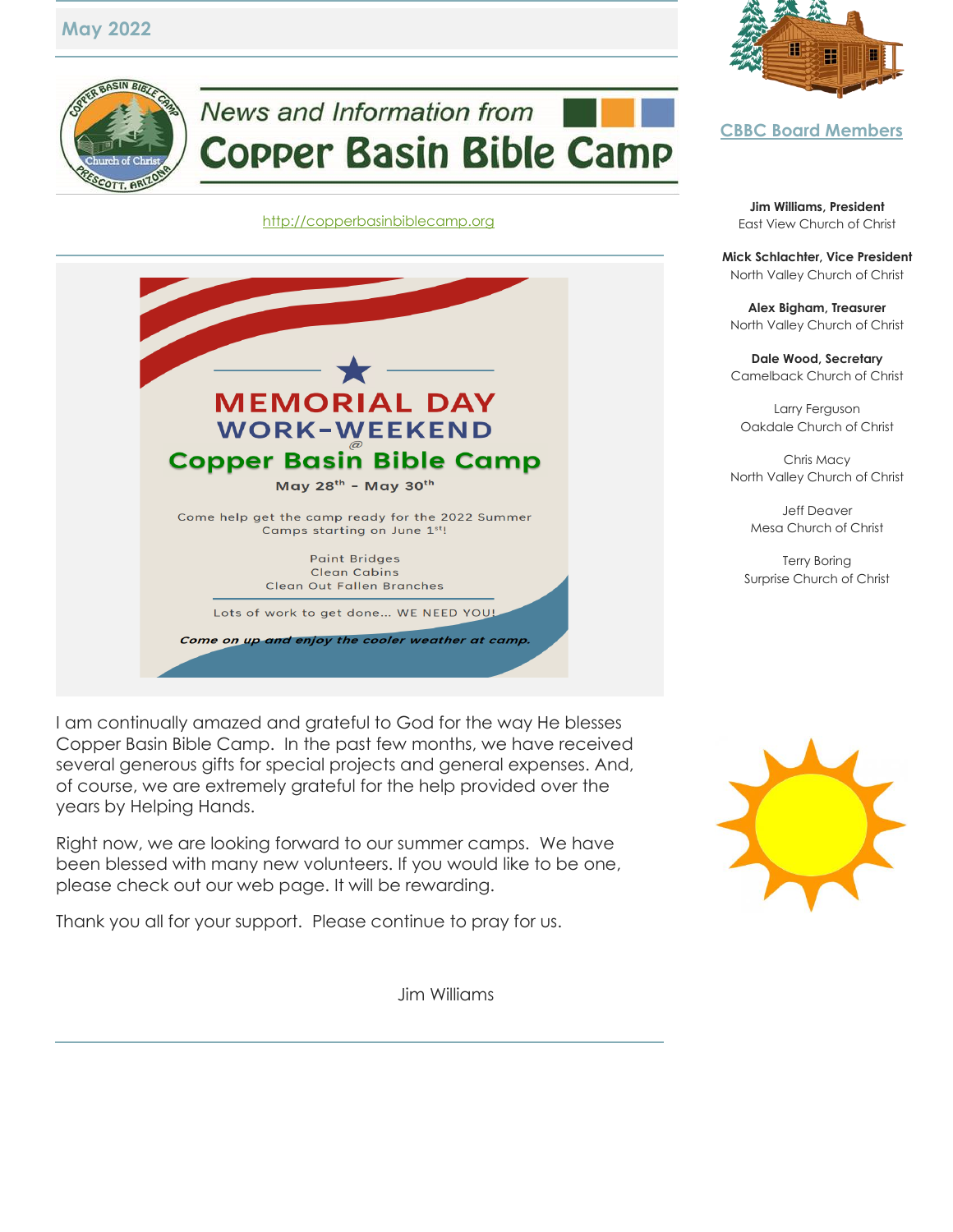May 2022

# News and Information from Copper Basin Bible Camp

http://copperbasinbiblecamp.org

## MEMORIAL DAY WORK-WEEKEND @ Copper Basin Bible Camp

May 28th – May 30th

Come help get the camp ready for the 2022 Summer Camps starting on June 1st!

Paint Bridges
Clean Cabins
Clean Out Fallen Branches

Lots of work to get done... WE NEED YOU!

*Come on up and enjoy the cooler weather at camp.*

I am continually amazed and grateful to God for the way He blesses Copper Basin Bible Camp. In the past few months, we have received several generous gifts for special projects and general expenses. And, of course, we are extremely grateful for the help provided over the years by Helping Hands.

Right now, we are looking forward to our summer camps. We have been blessed with many new volunteers. If you would like to be one, please check out our web page. It will be rewarding.

Thank you all for your support. Please continue to pray for us.

Jim Williams

## CBBC Board Members

**Jim Williams, President**
East View Church of Christ

**Mick Schlachter, Vice President**
North Valley Church of Christ

**Alex Bigham, Treasurer**
North Valley Church of Christ

**Dale Wood, Secretary**
Camelback Church of Christ

Larry Ferguson
Oakdale Church of Christ

Chris Macy
North Valley Church of Christ

Jeff Deaver
Mesa Church of Christ

Terry Boring
Surprise Church of Christ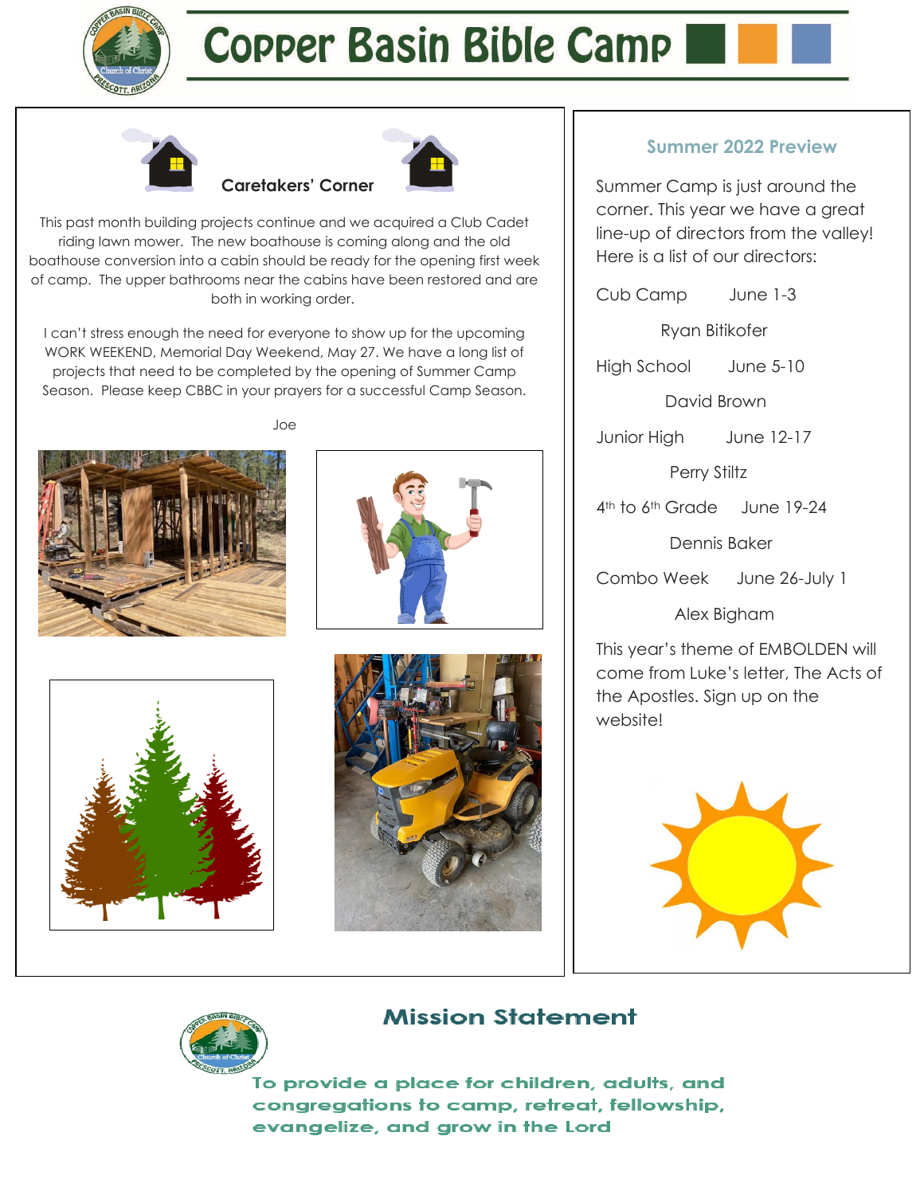# Copper Basin Bible Camp

## Caretakers' Corner

This past month building projects continue and we acquired a Club Cadet riding lawn mower. The new boathouse is coming along and the old boathouse conversion into a cabin should be ready for the opening first week of camp. The upper bathrooms near the cabins have been restored and are both in working order.

I can't stress enough the need for everyone to show up for the upcoming WORK WEEKEND, Memorial Day Weekend, May 27. We have a long list of projects that need to be completed by the opening of Summer Camp Season. Please keep CBBC in your prayers for a successful Camp Season.

Joe

## Summer 2022 Preview

Summer Camp is just around the corner. This year we have a great line-up of directors from the valley! Here is a list of our directors:

Cub Camp June 1-3
Ryan Bitikofer

High School June 5-10
David Brown

Junior High June 12-17
Perry Stiltz

4th to 6th Grade June 19-24
Dennis Baker

Combo Week June 26-July 1
Alex Bigham

This year's theme of EMBOLDEN will come from Luke's letter, The Acts of the Apostles. Sign up on the website!

## Mission Statement

To provide a place for children, adults, and congregations to camp, retreat, fellowship, evangelize, and grow in the Lord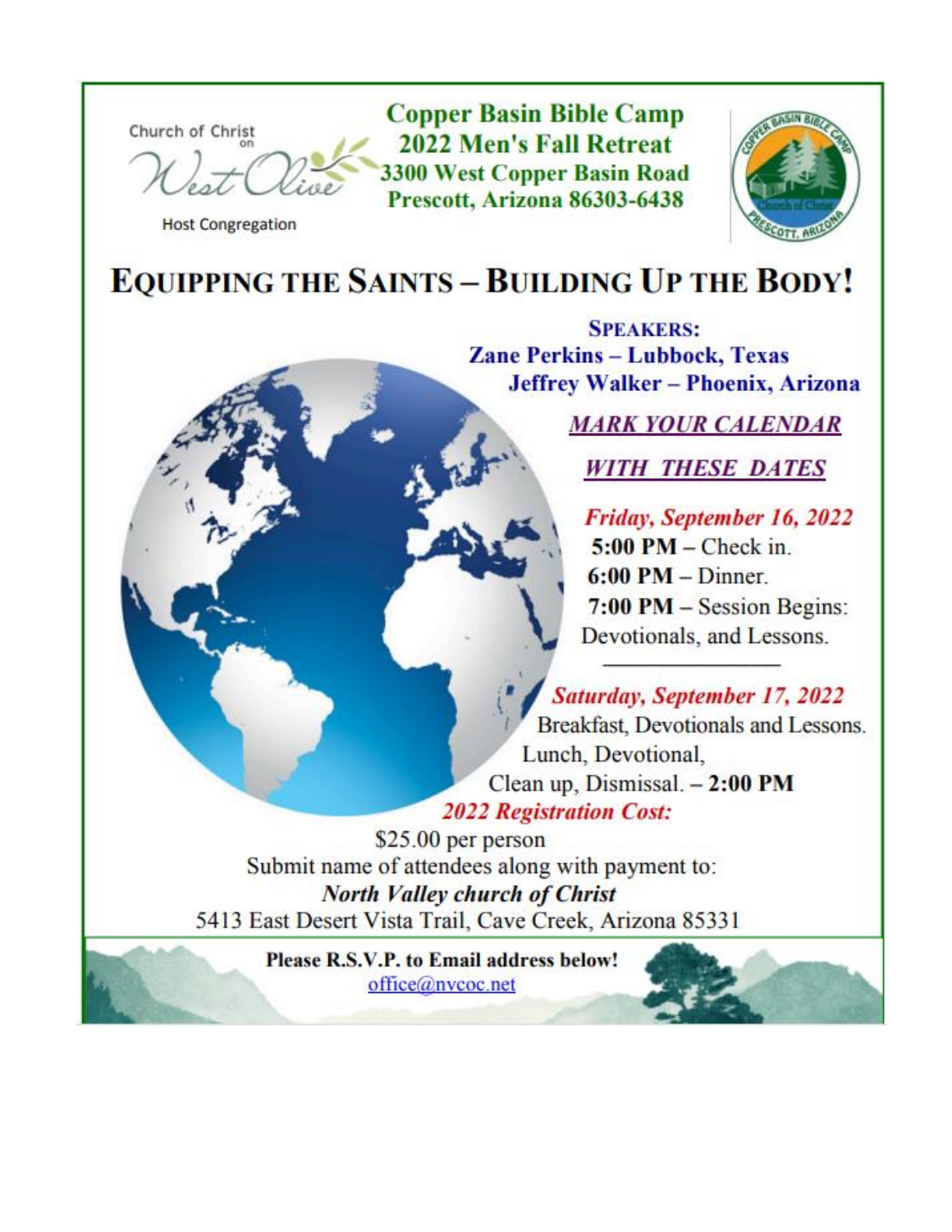Church of Christ on West Olive

Host Congregation

**Copper Basin Bible Camp**
**2022 Men's Fall Retreat**
**3300 West Copper Basin Road**
**Prescott, Arizona 86303-6438**

# EQUIPPING THE SAINTS – BUILDING UP THE BODY!

**SPEAKERS:**
**Zane Perkins – Lubbock, Texas**
**Jeffrey Walker – Phoenix, Arizona**

***MARK YOUR CALENDAR***

***WITH THESE DATES***

***Friday, September 16, 2022***
**5:00 PM** – Check in.
**6:00 PM** – Dinner.
**7:00 PM** – Session Begins: Devotionals, and Lessons.

***Saturday, September 17, 2022***
Breakfast, Devotionals and Lessons.
Lunch, Devotional,
Clean up, Dismissal. – **2:00 PM**

***2022 Registration Cost:***
$25.00 per person
Submit name of attendees along with payment to:
***North Valley church of Christ***
5413 East Desert Vista Trail, Cave Creek, Arizona 85331

**Please R.S.V.P. to Email address below!**
office@nvcoc.net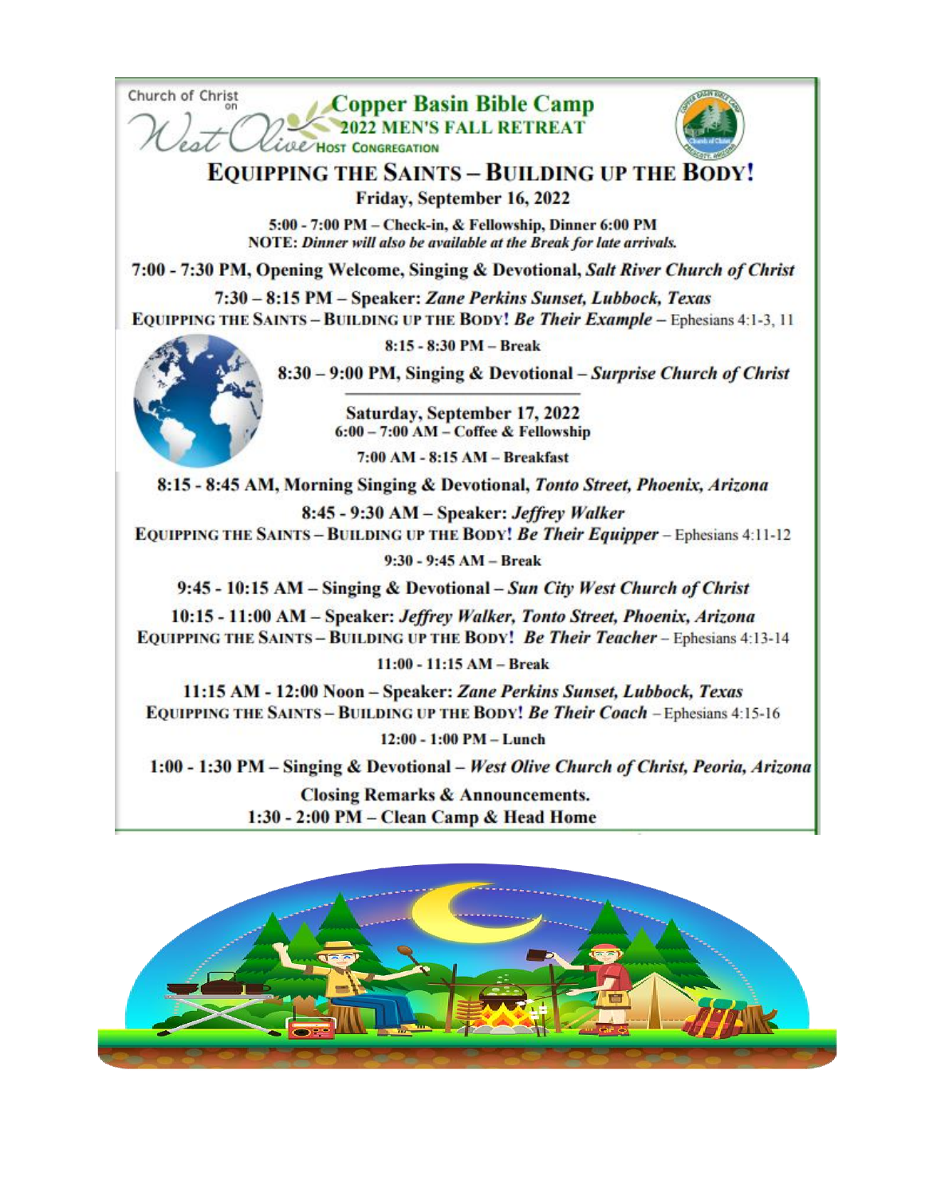Church of Christ on West Olive

# Copper Basin Bible Camp

## 2022 MEN'S FALL RETREAT

HOST CONGREGATION

# EQUIPPING THE SAINTS – BUILDING UP THE BODY!

**Friday, September 16, 2022**

**5:00 - 7:00 PM – Check-in, & Fellowship, Dinner 6:00 PM**

**NOTE:** ***Dinner will also be available at the Break for late arrivals.***

**7:00 - 7:30 PM, Opening Welcome, Singing & Devotional,** ***Salt River Church of Christ***

**7:30 – 8:15 PM – Speaker:** ***Zane Perkins Sunset, Lubbock, Texas***

**EQUIPPING THE SAINTS – BUILDING UP THE BODY!** ***Be Their Example*** – Ephesians 4:1-3, 11

**8:15 - 8:30 PM – Break**

**8:30 – 9:00 PM, Singing & Devotional –** ***Surprise Church of Christ***

**Saturday, September 17, 2022**

**6:00 – 7:00 AM – Coffee & Fellowship**

**7:00 AM - 8:15 AM – Breakfast**

**8:15 - 8:45 AM, Morning Singing & Devotional,** ***Tonto Street, Phoenix, Arizona***

**8:45 - 9:30 AM – Speaker:** ***Jeffrey Walker***

**EQUIPPING THE SAINTS – BUILDING UP THE BODY!** ***Be Their Equipper*** – Ephesians 4:11-12

**9:30 - 9:45 AM – Break**

**9:45 - 10:15 AM – Singing & Devotional –** ***Sun City West Church of Christ***

**10:15 - 11:00 AM – Speaker:** ***Jeffrey Walker, Tonto Street, Phoenix, Arizona***

**EQUIPPING THE SAINTS – BUILDING UP THE BODY!** ***Be Their Teacher*** – Ephesians 4:13-14

**11:00 - 11:15 AM – Break**

**11:15 AM - 12:00 Noon – Speaker:** ***Zane Perkins Sunset, Lubbock, Texas***

**EQUIPPING THE SAINTS – BUILDING UP THE BODY!** ***Be Their Coach*** – Ephesians 4:15-16

**12:00 - 1:00 PM – Lunch**

**1:00 - 1:30 PM – Singing & Devotional –** ***West Olive Church of Christ, Peoria, Arizona***

**Closing Remarks & Announcements.**

**1:30 - 2:00 PM – Clean Camp & Head Home**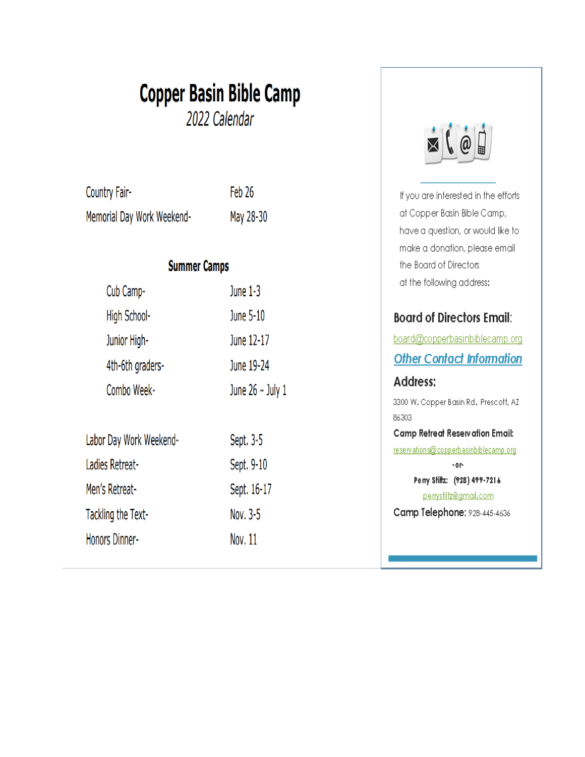# Copper Basin Bible Camp

*2022 Calendar*

| | |
|---|---|
| Country Fair- | Feb 26 |
| Memorial Day Work Weekend- | May 28-30 |

**Summer Camps**

| | |
|---|---|
| Cub Camp- | June 1-3 |
| High School- | June 5-10 |
| Junior High- | June 12-17 |
| 4th-6th graders- | June 19-24 |
| Combo Week- | June 26 – July 1 |

| | |
|---|---|
| Labor Day Work Weekend- | Sept. 3-5 |
| Ladies Retreat- | Sept. 9-10 |
| Men's Retreat- | Sept. 16-17 |
| Tackling the Text- | Nov. 3-5 |
| Honors Dinner- | Nov. 11 |

If you are interested in the efforts at Copper Basin Bible Camp, have a question, or would like to make a donation, please email the Board of Directors at the following address:

**Board of Directors Email:**

board@copperbasinbiblecamp.org

***Other Contact Information***

**Address:**

3300 W. Copper Basin Rd. Prescott, AZ 86303

**Camp Retreat Reservation Email:**

reservations@copperbasinbiblecamp.org

-or-

**Perry Stiltz: (928) 499-7216**

perrystiltz@gmail.com

**Camp Telephone:** 928-445-4636